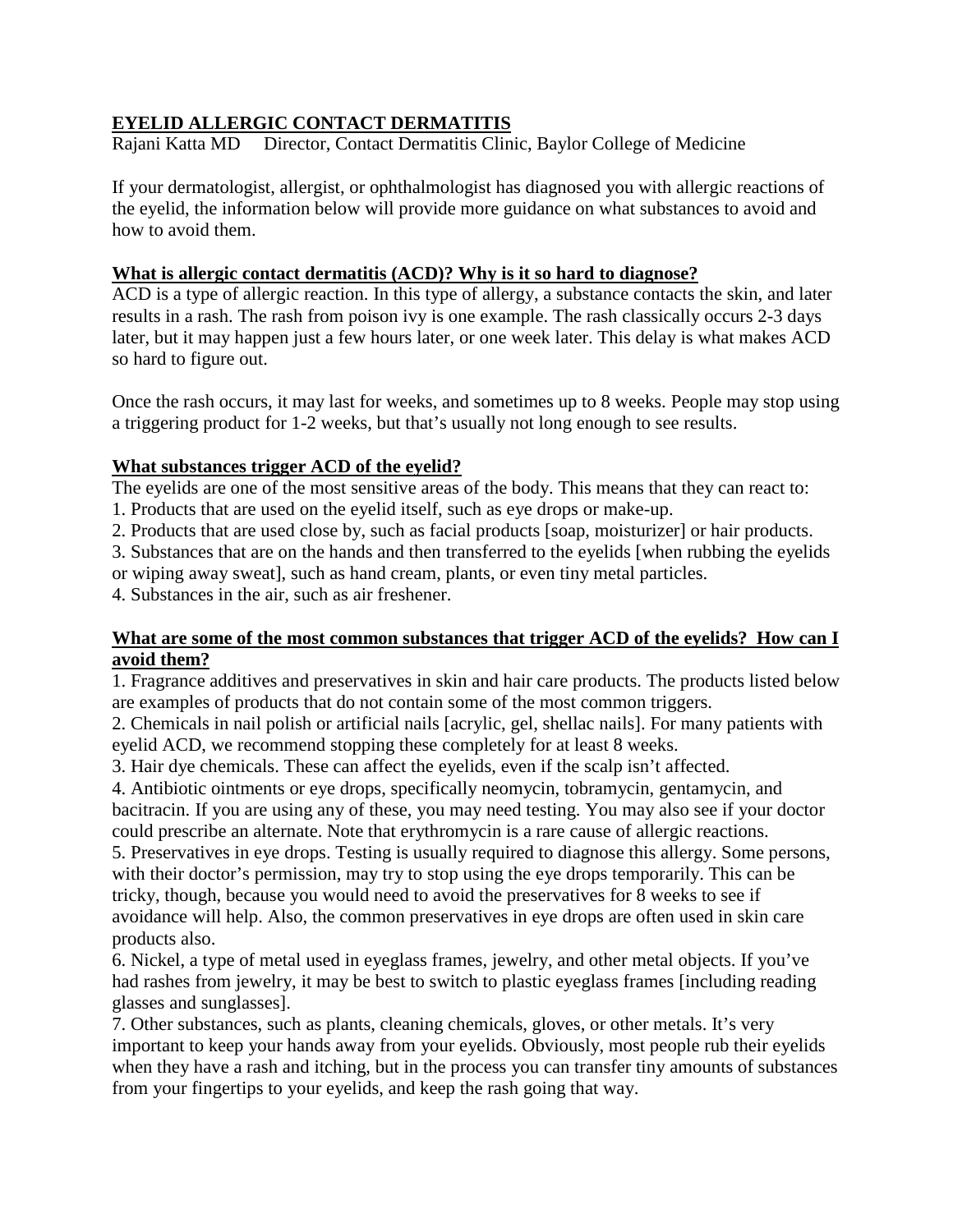# EYELID ALLERGIC CONTACT DERMATITIS

Rajani Katta MD     Director, Contact Dermatitis Clinic, Baylor College of Medicine

If your dermatologist, allergist, or ophthalmologist has diagnosed you with allergic reactions of the eyelid, the information below will provide more guidance on what substances to avoid and how to avoid them.

## What is allergic contact dermatitis (ACD)? Why is it so hard to diagnose?

ACD is a type of allergic reaction. In this type of allergy, a substance contacts the skin, and later results in a rash. The rash from poison ivy is one example. The rash classically occurs 2-3 days later, but it may happen just a few hours later, or one week later. This delay is what makes ACD so hard to figure out.

Once the rash occurs, it may last for weeks, and sometimes up to 8 weeks. People may stop using a triggering product for 1-2 weeks, but that's usually not long enough to see results.

## What substances trigger ACD of the eyelid?

The eyelids are one of the most sensitive areas of the body. This means that they can react to:

1. Products that are used on the eyelid itself, such as eye drops or make-up.
2. Products that are used close by, such as facial products [soap, moisturizer] or hair products.
3. Substances that are on the hands and then transferred to the eyelids [when rubbing the eyelids or wiping away sweat], such as hand cream, plants, or even tiny metal particles.
4. Substances in the air, such as air freshener.

## What are some of the most common substances that trigger ACD of the eyelids? How can I avoid them?

1. Fragrance additives and preservatives in skin and hair care products. The products listed below are examples of products that do not contain some of the most common triggers.
2. Chemicals in nail polish or artificial nails [acrylic, gel, shellac nails]. For many patients with eyelid ACD, we recommend stopping these completely for at least 8 weeks.
3. Hair dye chemicals. These can affect the eyelids, even if the scalp isn't affected.
4. Antibiotic ointments or eye drops, specifically neomycin, tobramycin, gentamycin, and bacitracin. If you are using any of these, you may need testing. You may also see if your doctor could prescribe an alternate. Note that erythromycin is a rare cause of allergic reactions.
5. Preservatives in eye drops. Testing is usually required to diagnose this allergy. Some persons, with their doctor's permission, may try to stop using the eye drops temporarily. This can be tricky, though, because you would need to avoid the preservatives for 8 weeks to see if avoidance will help. Also, the common preservatives in eye drops are often used in skin care products also.
6. Nickel, a type of metal used in eyeglass frames, jewelry, and other metal objects. If you've had rashes from jewelry, it may be best to switch to plastic eyeglass frames [including reading glasses and sunglasses].
7. Other substances, such as plants, cleaning chemicals, gloves, or other metals. It's very important to keep your hands away from your eyelids. Obviously, most people rub their eyelids when they have a rash and itching, but in the process you can transfer tiny amounts of substances from your fingertips to your eyelids, and keep the rash going that way.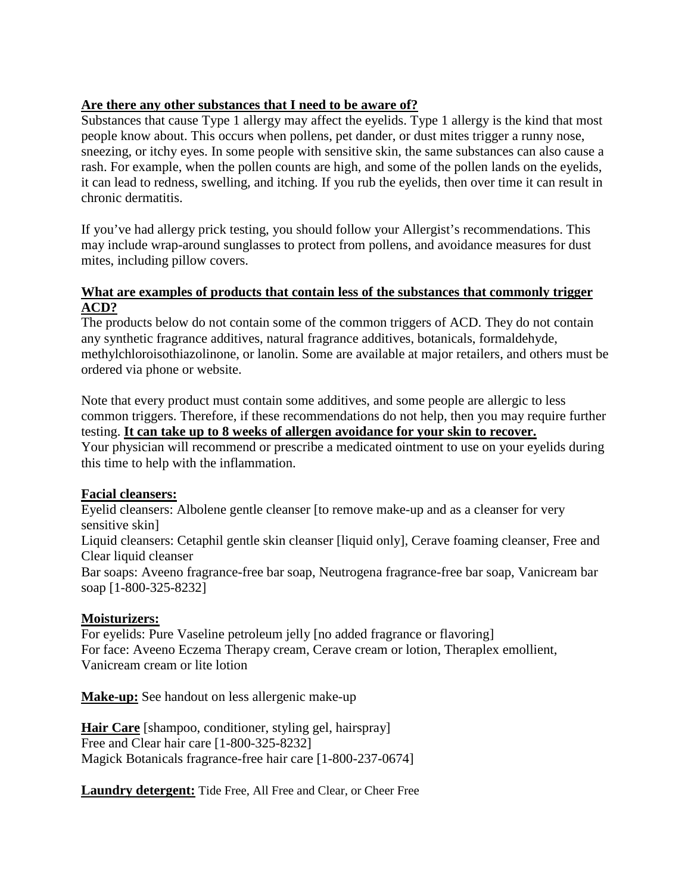**Are there any other substances that I need to be aware of?**

Substances that cause Type 1 allergy may affect the eyelids. Type 1 allergy is the kind that most people know about. This occurs when pollens, pet dander, or dust mites trigger a runny nose, sneezing, or itchy eyes. In some people with sensitive skin, the same substances can also cause a rash. For example, when the pollen counts are high, and some of the pollen lands on the eyelids, it can lead to redness, swelling, and itching. If you rub the eyelids, then over time it can result in chronic dermatitis.

If you've had allergy prick testing, you should follow your Allergist's recommendations. This may include wrap-around sunglasses to protect from pollens, and avoidance measures for dust mites, including pillow covers.

**What are examples of products that contain less of the substances that commonly trigger ACD?**

The products below do not contain some of the common triggers of ACD. They do not contain any synthetic fragrance additives, natural fragrance additives, botanicals, formaldehyde, methylchloroisothiazolinone, or lanolin. Some are available at major retailers, and others must be ordered via phone or website.

Note that every product must contain some additives, and some people are allergic to less common triggers. Therefore, if these recommendations do not help, then you may require further testing. **It can take up to 8 weeks of allergen avoidance for your skin to recover.**
Your physician will recommend or prescribe a medicated ointment to use on your eyelids during this time to help with the inflammation.

**Facial cleansers:**

Eyelid cleansers: Albolene gentle cleanser [to remove make-up and as a cleanser for very sensitive skin]
Liquid cleansers: Cetaphil gentle skin cleanser [liquid only], Cerave foaming cleanser, Free and Clear liquid cleanser
Bar soaps: Aveeno fragrance-free bar soap, Neutrogena fragrance-free bar soap, Vanicream bar soap [1-800-325-8232]

**Moisturizers:**

For eyelids: Pure Vaseline petroleum jelly [no added fragrance or flavoring]
For face: Aveeno Eczema Therapy cream, Cerave cream or lotion, Theraplex emollient, Vanicream cream or lite lotion

**Make-up:** See handout on less allergenic make-up

**Hair Care** [shampoo, conditioner, styling gel, hairspray]
Free and Clear hair care [1-800-325-8232]
Magick Botanicals fragrance-free hair care [1-800-237-0674]

**Laundry detergent:** Tide Free, All Free and Clear, or Cheer Free